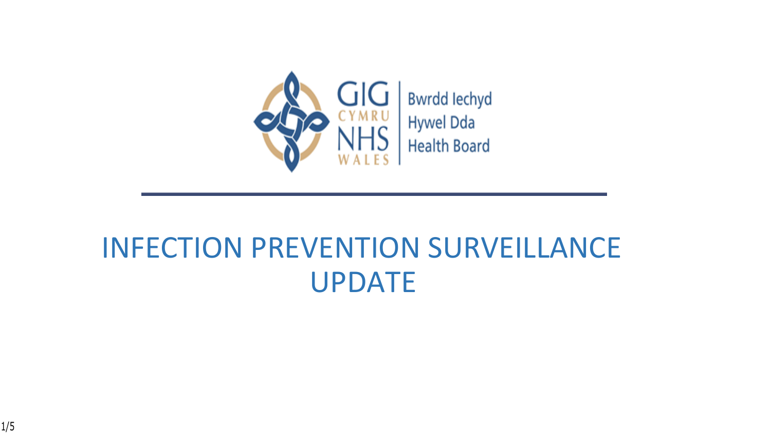GIG CYMRU NHS WALES | Bwrdd Iechyd Hywel Dda Health Board

# INFECTION PREVENTION SURVEILLANCE UPDATE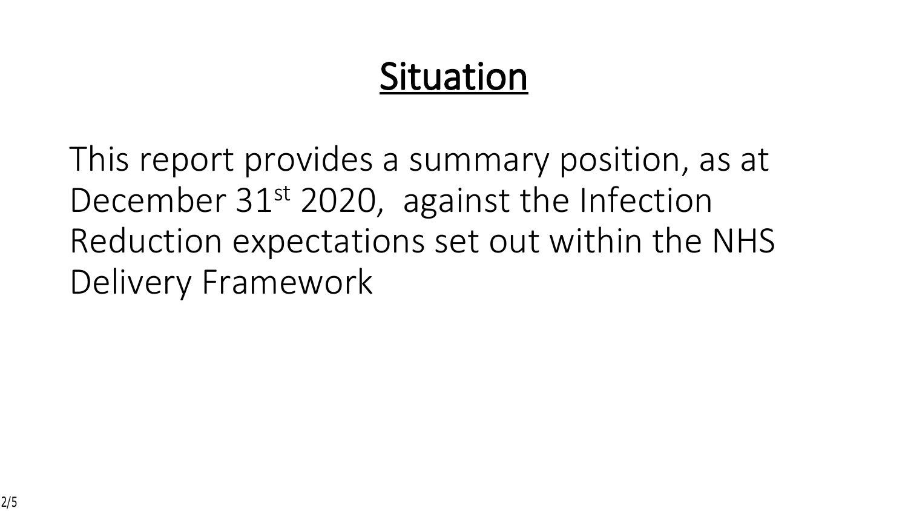# Situation

This report provides a summary position, as at December 31st 2020, against the Infection Reduction expectations set out within the NHS Delivery Framework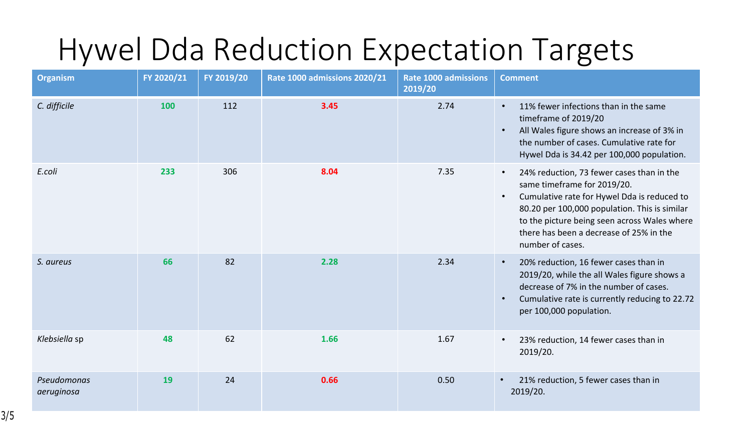# Hywel Dda Reduction Expectation Targets

| Organism | FY 2020/21 | FY 2019/20 | Rate 1000 admissions 2020/21 | Rate 1000 admissions 2019/20 | Comment |
|---|---|---|---|---|---|
| *C. difficile* | 100 | 112 | 3.45 | 2.74 | • 11% fewer infections than in the same timeframe of 2019/20<br>• All Wales figure shows an increase of 3% in the number of cases. Cumulative rate for Hywel Dda is 34.42 per 100,000 population. |
| *E.coli* | 233 | 306 | 8.04 | 7.35 | • 24% reduction, 73 fewer cases than in the same timeframe for 2019/20.<br>• Cumulative rate for Hywel Dda is reduced to 80.20 per 100,000 population. This is similar to the picture being seen across Wales where there has been a decrease of 25% in the number of cases. |
| *S. aureus* | 66 | 82 | 2.28 | 2.34 | • 20% reduction, 16 fewer cases than in 2019/20, while the all Wales figure shows a decrease of 7% in the number of cases.<br>• Cumulative rate is currently reducing to 22.72 per 100,000 population. |
| *Klebsiella* sp | 48 | 62 | 1.66 | 1.67 | • 23% reduction, 14 fewer cases than in 2019/20. |
| *Pseudomonas aeruginosa* | 19 | 24 | 0.66 | 0.50 | • 21% reduction, 5 fewer cases than in 2019/20. |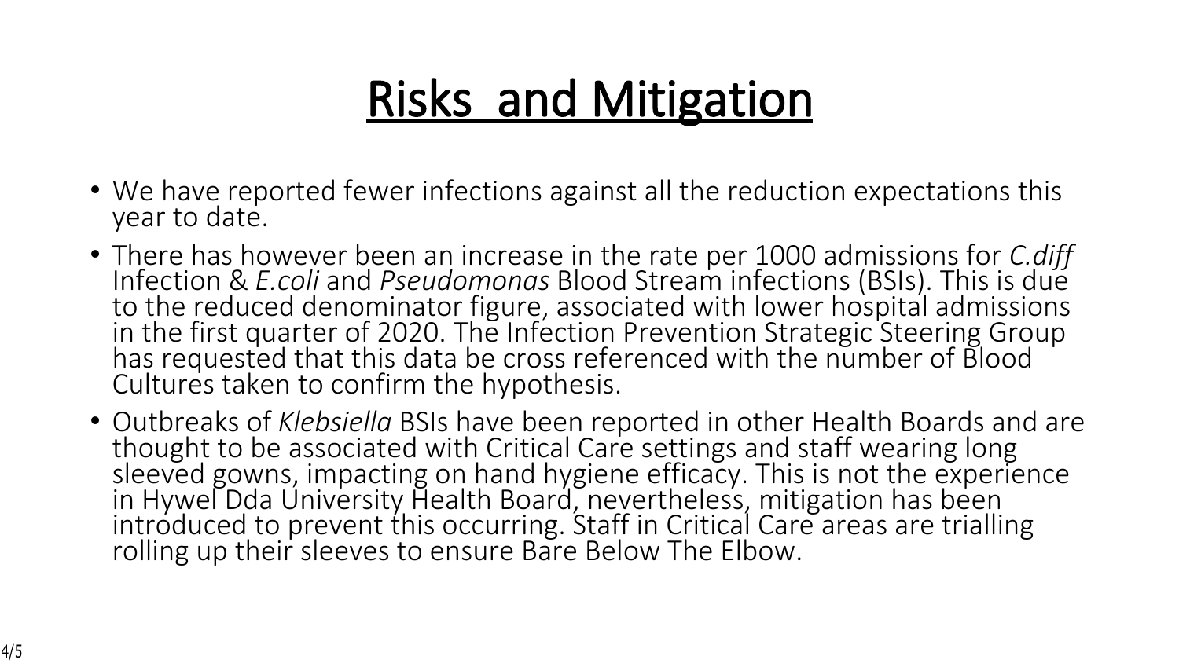# Risks and Mitigation

- We have reported fewer infections against all the reduction expectations this year to date.
- There has however been an increase in the rate per 1000 admissions for *C.diff* Infection & *E.coli* and *Pseudomonas* Blood Stream infections (BSIs). This is due to the reduced denominator figure, associated with lower hospital admissions in the first quarter of 2020. The Infection Prevention Strategic Steering Group has requested that this data be cross referenced with the number of Blood Cultures taken to confirm the hypothesis.
- Outbreaks of *Klebsiella* BSIs have been reported in other Health Boards and are thought to be associated with Critical Care settings and staff wearing long sleeved gowns, impacting on hand hygiene efficacy. This is not the experience in Hywel Dda University Health Board, nevertheless, mitigation has been introduced to prevent this occurring. Staff in Critical Care areas are trialling rolling up their sleeves to ensure Bare Below The Elbow.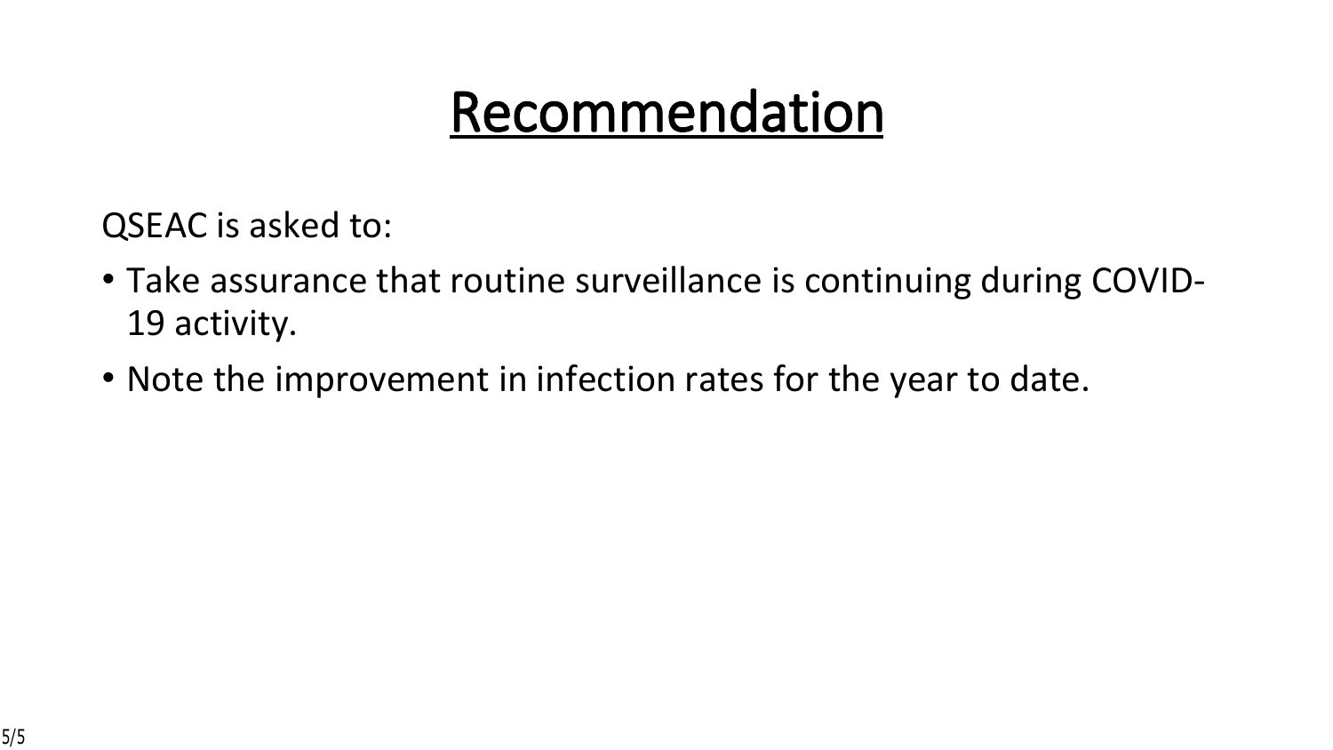# Recommendation

QSEAC is asked to:

- Take assurance that routine surveillance is continuing during COVID-19 activity.
- Note the improvement in infection rates for the year to date.